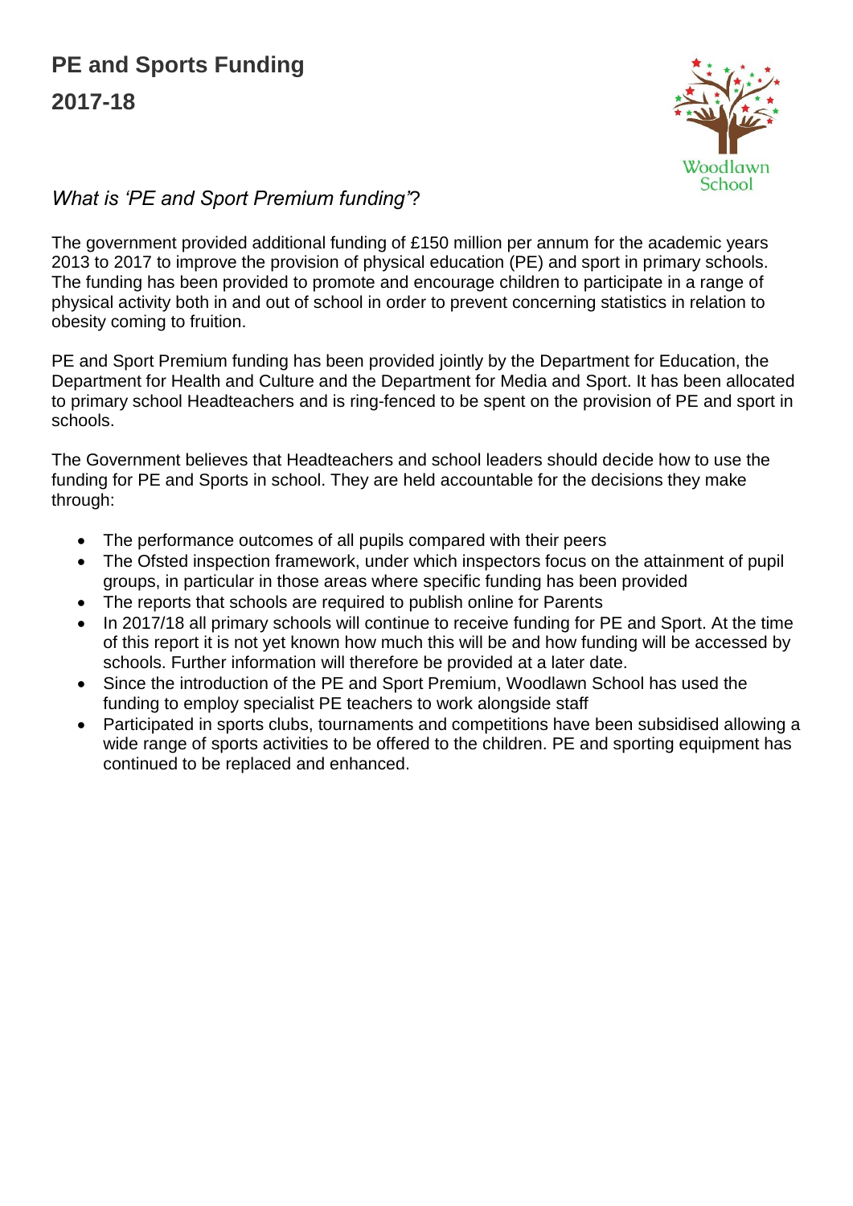# PE and Sports Funding

## 2017-18

*What is 'PE and Sport Premium funding'*?

The government provided additional funding of £150 million per annum for the academic years 2013 to 2017 to improve the provision of physical education (PE) and sport in primary schools. The funding has been provided to promote and encourage children to participate in a range of physical activity both in and out of school in order to prevent concerning statistics in relation to obesity coming to fruition.

PE and Sport Premium funding has been provided jointly by the Department for Education, the Department for Health and Culture and the Department for Media and Sport. It has been allocated to primary school Headteachers and is ring-fenced to be spent on the provision of PE and sport in schools.

The Government believes that Headteachers and school leaders should decide how to use the funding for PE and Sports in school. They are held accountable for the decisions they make through:

- The performance outcomes of all pupils compared with their peers
- The Ofsted inspection framework, under which inspectors focus on the attainment of pupil groups, in particular in those areas where specific funding has been provided
- The reports that schools are required to publish online for Parents
- In 2017/18 all primary schools will continue to receive funding for PE and Sport. At the time of this report it is not yet known how much this will be and how funding will be accessed by schools. Further information will therefore be provided at a later date.
- Since the introduction of the PE and Sport Premium, Woodlawn School has used the funding to employ specialist PE teachers to work alongside staff
- Participated in sports clubs, tournaments and competitions have been subsidised allowing a wide range of sports activities to be offered to the children. PE and sporting equipment has continued to be replaced and enhanced.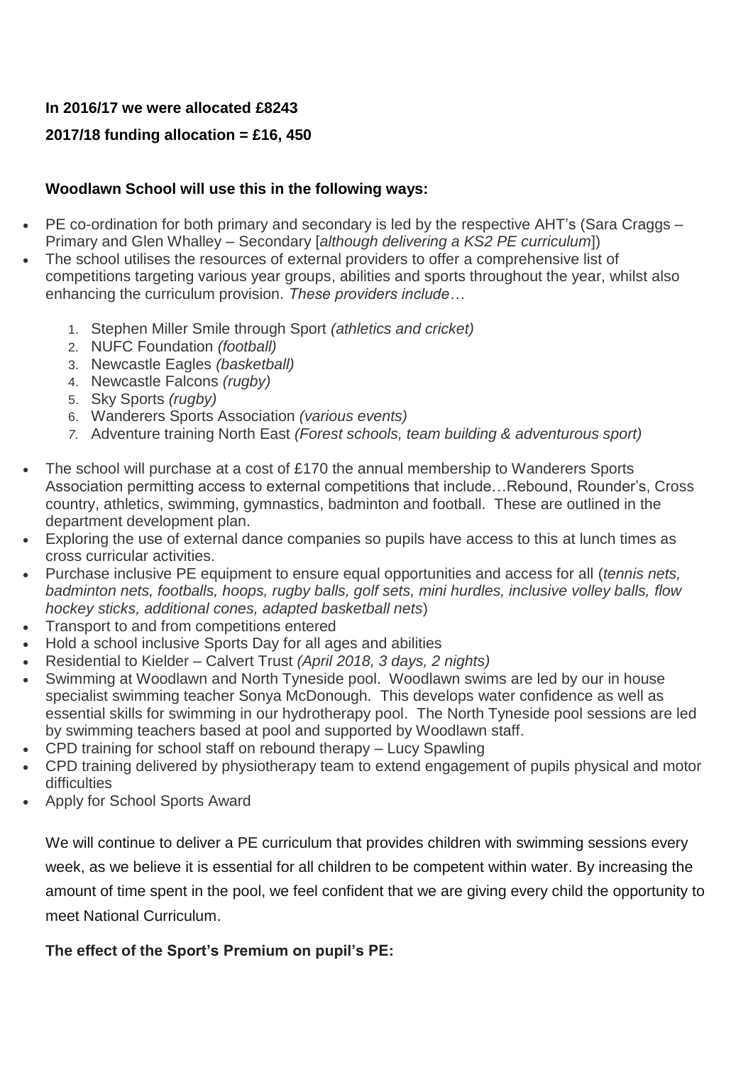**In 2016/17 we were allocated £8243**

**2017/18 funding allocation = £16, 450**

**Woodlawn School will use this in the following ways:**

- PE co-ordination for both primary and secondary is led by the respective AHT's (Sara Craggs – Primary and Glen Whalley – Secondary [*although delivering a KS2 PE curriculum*])
- The school utilises the resources of external providers to offer a comprehensive list of competitions targeting various year groups, abilities and sports throughout the year, whilst also enhancing the curriculum provision. *These providers include…*
    1. Stephen Miller Smile through Sport *(athletics and cricket)*
    2. NUFC Foundation *(football)*
    3. Newcastle Eagles *(basketball)*
    4. Newcastle Falcons *(rugby)*
    5. Sky Sports *(rugby)*
    6. Wanderers Sports Association *(various events)*
    7. Adventure training North East *(Forest schools, team building & adventurous sport)*
- The school will purchase at a cost of £170 the annual membership to Wanderers Sports Association permitting access to external competitions that include…Rebound, Rounder's, Cross country, athletics, swimming, gymnastics, badminton and football. These are outlined in the department development plan.
- Exploring the use of external dance companies so pupils have access to this at lunch times as cross curricular activities.
- Purchase inclusive PE equipment to ensure equal opportunities and access for all (*tennis nets, badminton nets, footballs, hoops, rugby balls, golf sets, mini hurdles, inclusive volley balls, flow hockey sticks, additional cones, adapted basketball nets*)
- Transport to and from competitions entered
- Hold a school inclusive Sports Day for all ages and abilities
- Residential to Kielder – Calvert Trust *(April 2018, 3 days, 2 nights)*
- Swimming at Woodlawn and North Tyneside pool. Woodlawn swims are led by our in house specialist swimming teacher Sonya McDonough. This develops water confidence as well as essential skills for swimming in our hydrotherapy pool. The North Tyneside pool sessions are led by swimming teachers based at pool and supported by Woodlawn staff.
- CPD training for school staff on rebound therapy – Lucy Spawling
- CPD training delivered by physiotherapy team to extend engagement of pupils physical and motor difficulties
- Apply for School Sports Award

We will continue to deliver a PE curriculum that provides children with swimming sessions every week, as we believe it is essential for all children to be competent within water. By increasing the amount of time spent in the pool, we feel confident that we are giving every child the opportunity to meet National Curriculum.

**The effect of the Sport's Premium on pupil's PE:**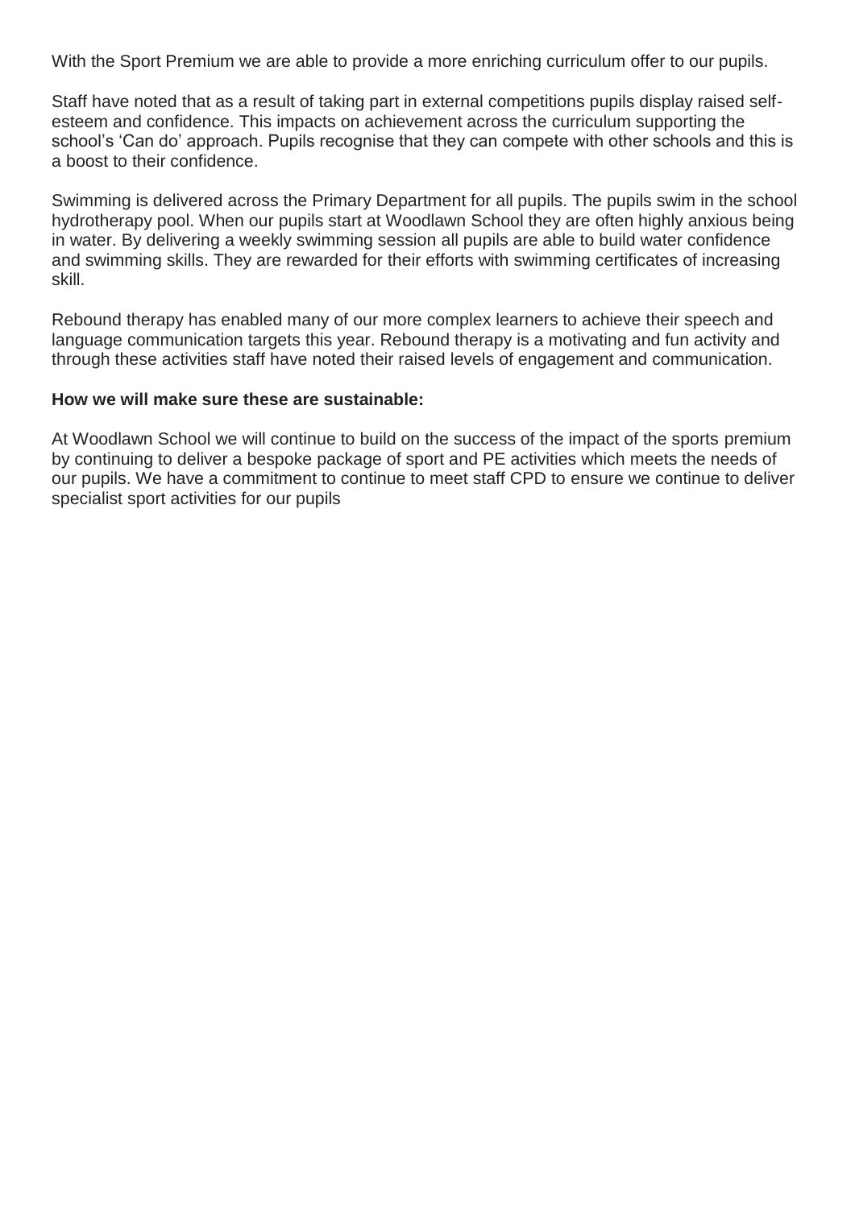With the Sport Premium we are able to provide a more enriching curriculum offer to our pupils.

Staff have noted that as a result of taking part in external competitions pupils display raised self-esteem and confidence. This impacts on achievement across the curriculum supporting the school's 'Can do' approach. Pupils recognise that they can compete with other schools and this is a boost to their confidence.

Swimming is delivered across the Primary Department for all pupils. The pupils swim in the school hydrotherapy pool. When our pupils start at Woodlawn School they are often highly anxious being in water. By delivering a weekly swimming session all pupils are able to build water confidence and swimming skills. They are rewarded for their efforts with swimming certificates of increasing skill.

Rebound therapy has enabled many of our more complex learners to achieve their speech and language communication targets this year. Rebound therapy is a motivating and fun activity and through these activities staff have noted their raised levels of engagement and communication.

**How we will make sure these are sustainable:**

At Woodlawn School we will continue to build on the success of the impact of the sports premium by continuing to deliver a bespoke package of sport and PE activities which meets the needs of our pupils. We have a commitment to continue to meet staff CPD to ensure we continue to deliver specialist sport activities for our pupils